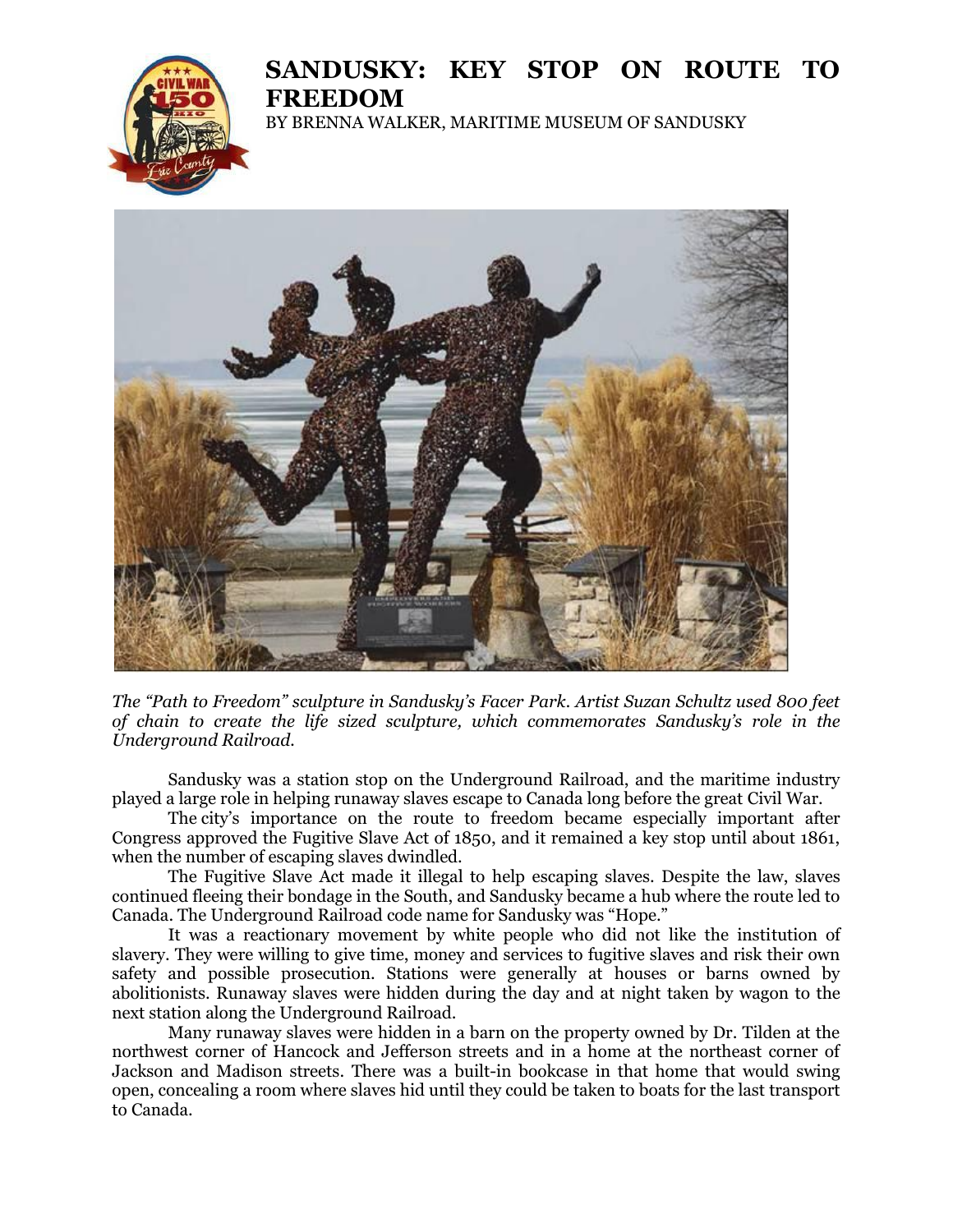# SANDUSKY: KEY STOP ON ROUTE TO FREEDOM

BY BRENNA WALKER, MARITIME MUSEUM OF SANDUSKY

*The "Path to Freedom" sculpture in Sandusky's Facer Park. Artist Suzan Schultz used 800 feet of chain to create the life sized sculpture, which commemorates Sandusky's role in the Underground Railroad.*

Sandusky was a station stop on the Underground Railroad, and the maritime industry played a large role in helping runaway slaves escape to Canada long before the great Civil War.

The city's importance on the route to freedom became especially important after Congress approved the Fugitive Slave Act of 1850, and it remained a key stop until about 1861, when the number of escaping slaves dwindled.

The Fugitive Slave Act made it illegal to help escaping slaves. Despite the law, slaves continued fleeing their bondage in the South, and Sandusky became a hub where the route led to Canada. The Underground Railroad code name for Sandusky was "Hope."

It was a reactionary movement by white people who did not like the institution of slavery. They were willing to give time, money and services to fugitive slaves and risk their own safety and possible prosecution. Stations were generally at houses or barns owned by abolitionists. Runaway slaves were hidden during the day and at night taken by wagon to the next station along the Underground Railroad.

Many runaway slaves were hidden in a barn on the property owned by Dr. Tilden at the northwest corner of Hancock and Jefferson streets and in a home at the northeast corner of Jackson and Madison streets. There was a built-in bookcase in that home that would swing open, concealing a room where slaves hid until they could be taken to boats for the last transport to Canada.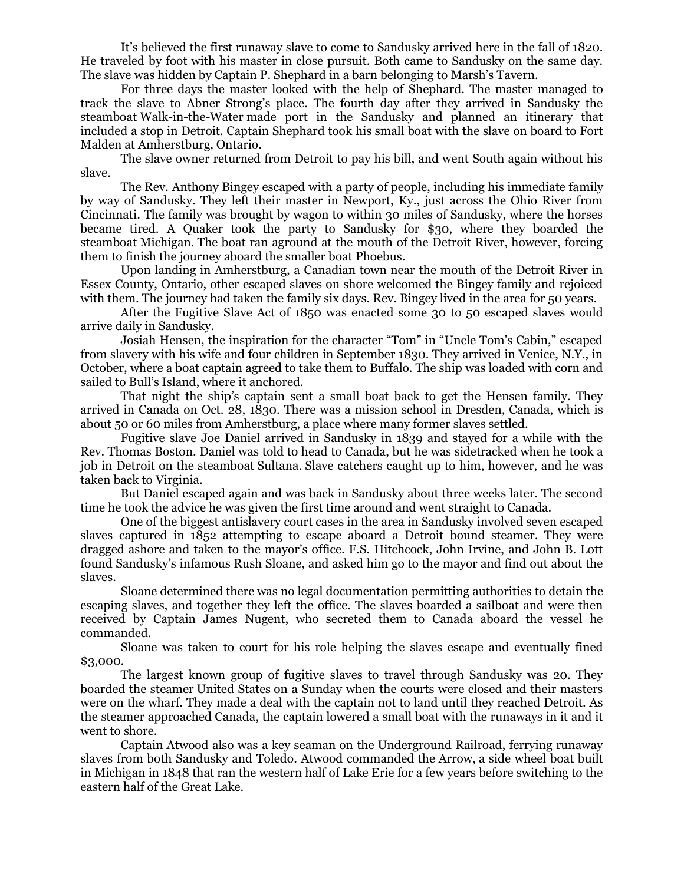It's believed the first runaway slave to come to Sandusky arrived here in the fall of 1820. He traveled by foot with his master in close pursuit. Both came to Sandusky on the same day. The slave was hidden by Captain P. Shephard in a barn belonging to Marsh's Tavern.

For three days the master looked with the help of Shephard. The master managed to track the slave to Abner Strong's place. The fourth day after they arrived in Sandusky the steamboat Walk-in-the-Water made port in the Sandusky and planned an itinerary that included a stop in Detroit. Captain Shephard took his small boat with the slave on board to Fort Malden at Amherstburg, Ontario.

The slave owner returned from Detroit to pay his bill, and went South again without his slave.

The Rev. Anthony Bingey escaped with a party of people, including his immediate family by way of Sandusky. They left their master in Newport, Ky., just across the Ohio River from Cincinnati. The family was brought by wagon to within 30 miles of Sandusky, where the horses became tired. A Quaker took the party to Sandusky for $30, where they boarded the steamboat Michigan. The boat ran aground at the mouth of the Detroit River, however, forcing them to finish the journey aboard the smaller boat Phoebus.

Upon landing in Amherstburg, a Canadian town near the mouth of the Detroit River in Essex County, Ontario, other escaped slaves on shore welcomed the Bingey family and rejoiced with them. The journey had taken the family six days. Rev. Bingey lived in the area for 50 years.

After the Fugitive Slave Act of 1850 was enacted some 30 to 50 escaped slaves would arrive daily in Sandusky.

Josiah Hensen, the inspiration for the character "Tom" in "Uncle Tom's Cabin," escaped from slavery with his wife and four children in September 1830. They arrived in Venice, N.Y., in October, where a boat captain agreed to take them to Buffalo. The ship was loaded with corn and sailed to Bull's Island, where it anchored.

That night the ship's captain sent a small boat back to get the Hensen family. They arrived in Canada on Oct. 28, 1830. There was a mission school in Dresden, Canada, which is about 50 or 60 miles from Amherstburg, a place where many former slaves settled.

Fugitive slave Joe Daniel arrived in Sandusky in 1839 and stayed for a while with the Rev. Thomas Boston. Daniel was told to head to Canada, but he was sidetracked when he took a job in Detroit on the steamboat Sultana. Slave catchers caught up to him, however, and he was taken back to Virginia.

But Daniel escaped again and was back in Sandusky about three weeks later. The second time he took the advice he was given the first time around and went straight to Canada.

One of the biggest antislavery court cases in the area in Sandusky involved seven escaped slaves captured in 1852 attempting to escape aboard a Detroit bound steamer. They were dragged ashore and taken to the mayor's office. F.S. Hitchcock, John Irvine, and John B. Lott found Sandusky's infamous Rush Sloane, and asked him go to the mayor and find out about the slaves.

Sloane determined there was no legal documentation permitting authorities to detain the escaping slaves, and together they left the office. The slaves boarded a sailboat and were then received by Captain James Nugent, who secreted them to Canada aboard the vessel he commanded.

Sloane was taken to court for his role helping the slaves escape and eventually fined $3,000.

The largest known group of fugitive slaves to travel through Sandusky was 20. They boarded the steamer United States on a Sunday when the courts were closed and their masters were on the wharf. They made a deal with the captain not to land until they reached Detroit. As the steamer approached Canada, the captain lowered a small boat with the runaways in it and it went to shore.

Captain Atwood also was a key seaman on the Underground Railroad, ferrying runaway slaves from both Sandusky and Toledo. Atwood commanded the Arrow, a side wheel boat built in Michigan in 1848 that ran the western half of Lake Erie for a few years before switching to the eastern half of the Great Lake.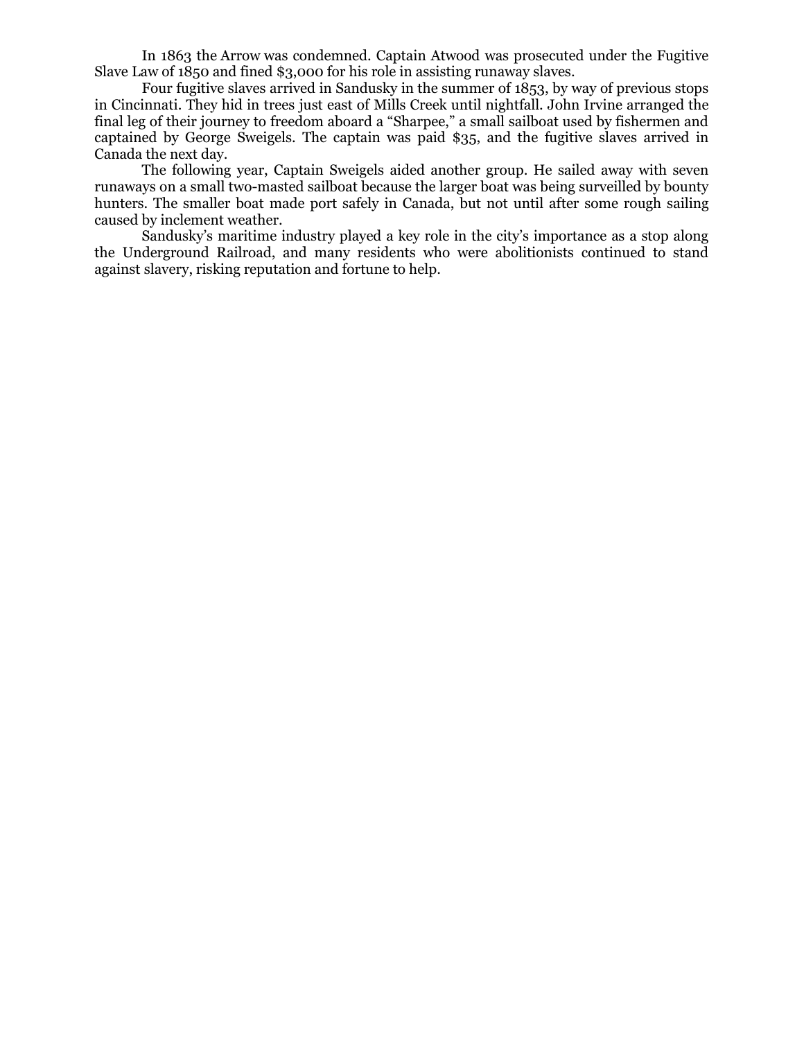In 1863 the Arrow was condemned. Captain Atwood was prosecuted under the Fugitive Slave Law of 1850 and fined $3,000 for his role in assisting runaway slaves.

Four fugitive slaves arrived in Sandusky in the summer of 1853, by way of previous stops in Cincinnati. They hid in trees just east of Mills Creek until nightfall. John Irvine arranged the final leg of their journey to freedom aboard a "Sharpee," a small sailboat used by fishermen and captained by George Sweigels. The captain was paid $35, and the fugitive slaves arrived in Canada the next day.

The following year, Captain Sweigels aided another group. He sailed away with seven runaways on a small two-masted sailboat because the larger boat was being surveilled by bounty hunters. The smaller boat made port safely in Canada, but not until after some rough sailing caused by inclement weather.

Sandusky's maritime industry played a key role in the city's importance as a stop along the Underground Railroad, and many residents who were abolitionists continued to stand against slavery, risking reputation and fortune to help.